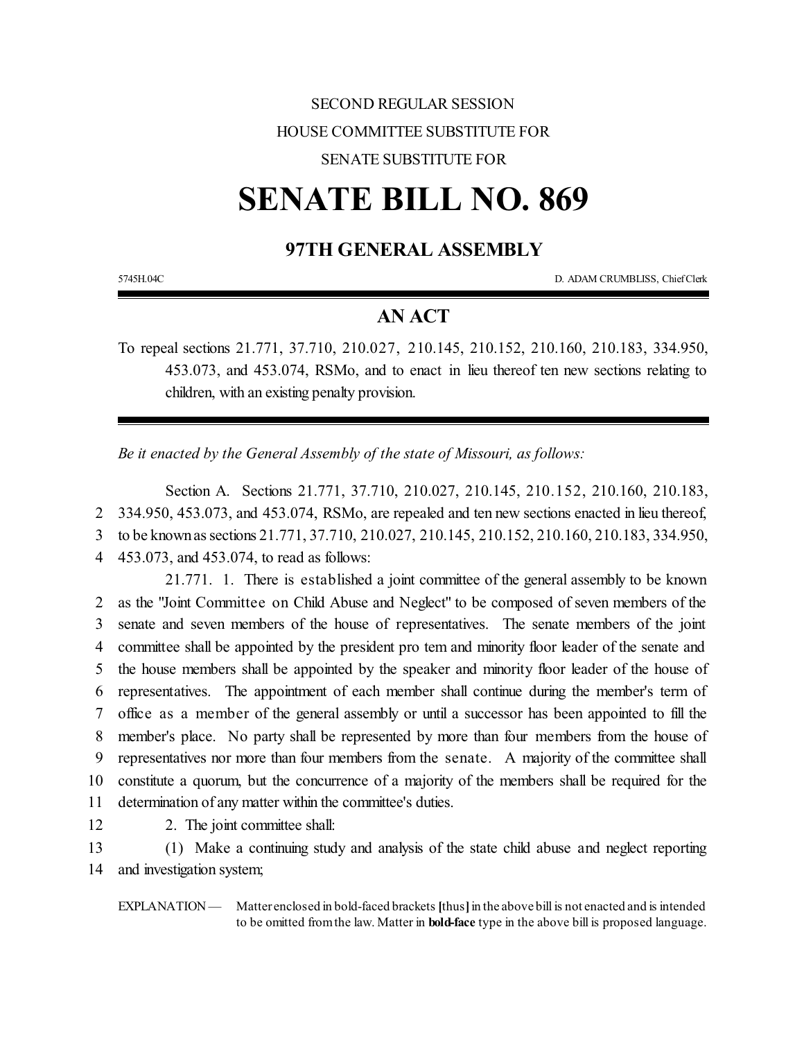SECOND REGULAR SESSION

HOUSE COMMITTEE SUBSTITUTE FOR

SENATE SUBSTITUTE FOR

# SENATE BILL NO. 869

## 97TH GENERAL ASSEMBLY

5745H.04C D. ADAM CRUMBLISS, Chief Clerk

## AN ACT

To repeal sections 21.771, 37.710, 210.027, 210.145, 210.152, 210.160, 210.183, 334.950, 453.073, and 453.074, RSMo, and to enact in lieu thereof ten new sections relating to children, with an existing penalty provision.

*Be it enacted by the General Assembly of the state of Missouri, as follows:*

Section A. Sections 21.771, 37.710, 210.027, 210.145, 210.152, 210.160, 210.183, 334.950, 453.073, and 453.074, RSMo, are repealed and ten new sections enacted in lieu thereof, to be known as sections 21.771, 37.710, 210.027, 210.145, 210.152, 210.160, 210.183, 334.950, 453.073, and 453.074, to read as follows:

21.771. 1. There is established a joint committee of the general assembly to be known as the "Joint Committee on Child Abuse and Neglect" to be composed of seven members of the senate and seven members of the house of representatives. The senate members of the joint committee shall be appointed by the president pro tem and minority floor leader of the senate and the house members shall be appointed by the speaker and minority floor leader of the house of representatives. The appointment of each member shall continue during the member's term of office as a member of the general assembly or until a successor has been appointed to fill the member's place. No party shall be represented by more than four members from the house of representatives nor more than four members from the senate. A majority of the committee shall constitute a quorum, but the concurrence of a majority of the members shall be required for the determination of any matter within the committee's duties.

2. The joint committee shall:

(1) Make a continuing study and analysis of the state child abuse and neglect reporting and investigation system;

EXPLANATION — Matter enclosed in bold-faced brackets **[**thus**]** in the above bill is not enacted and is intended to be omitted from the law. Matter in **bold-face** type in the above bill is proposed language.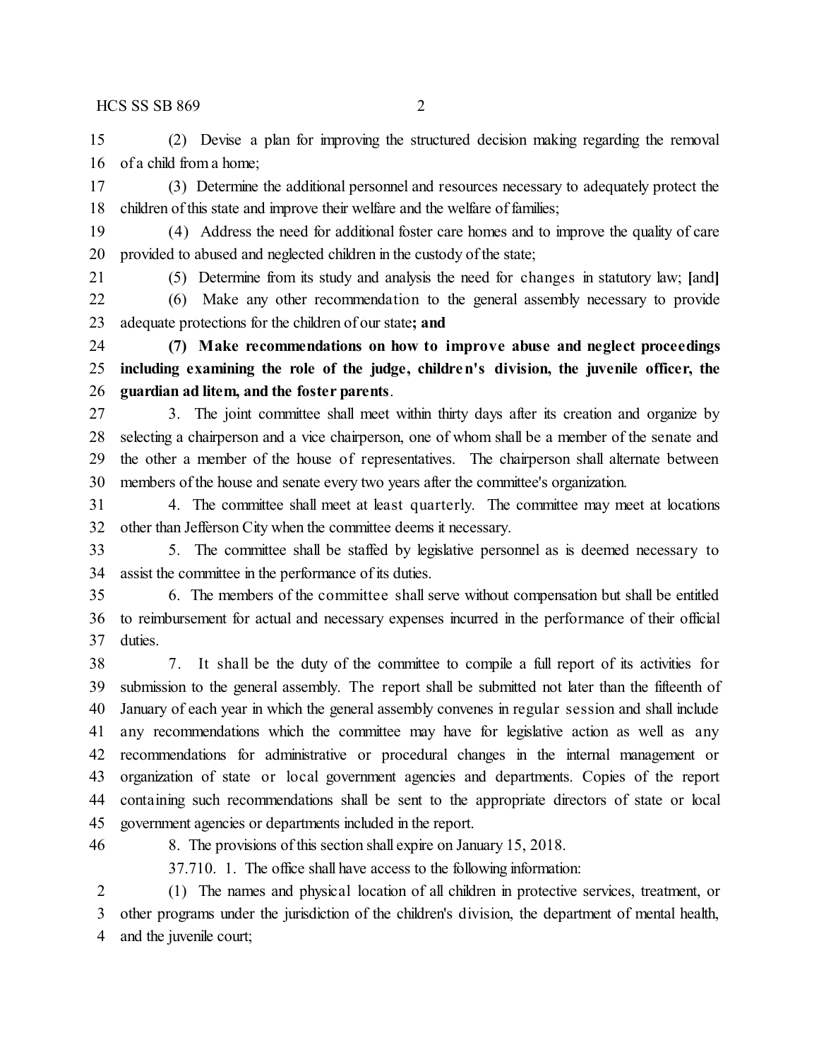(2) Devise a plan for improving the structured decision making regarding the removal of a child from a home;

(3) Determine the additional personnel and resources necessary to adequately protect the children of this state and improve their welfare and the welfare of families;

(4) Address the need for additional foster care homes and to improve the quality of care provided to abused and neglected children in the custody of the state;

(5) Determine from its study and analysis the need for changes in statutory law; [and]

(6) Make any other recommendation to the general assembly necessary to provide adequate protections for the children of our state**; and**

**(7) Make recommendations on how to improve abuse and neglect proceedings including examining the role of the judge, children's division, the juvenile officer, the guardian ad litem, and the foster parents**.

3. The joint committee shall meet within thirty days after its creation and organize by selecting a chairperson and a vice chairperson, one of whom shall be a member of the senate and the other a member of the house of representatives. The chairperson shall alternate between members of the house and senate every two years after the committee's organization.

4. The committee shall meet at least quarterly. The committee may meet at locations other than Jefferson City when the committee deems it necessary.

5. The committee shall be staffed by legislative personnel as is deemed necessary to assist the committee in the performance of its duties.

6. The members of the committee shall serve without compensation but shall be entitled to reimbursement for actual and necessary expenses incurred in the performance of their official duties.

7. It shall be the duty of the committee to compile a full report of its activities for submission to the general assembly. The report shall be submitted not later than the fifteenth of January of each year in which the general assembly convenes in regular session and shall include any recommendations which the committee may have for legislative action as well as any recommendations for administrative or procedural changes in the internal management or organization of state or local government agencies and departments. Copies of the report containing such recommendations shall be sent to the appropriate directors of state or local government agencies or departments included in the report.

8. The provisions of this section shall expire on January 15, 2018.

37.710. 1. The office shall have access to the following information:

(1) The names and physical location of all children in protective services, treatment, or other programs under the jurisdiction of the children's division, the department of mental health, and the juvenile court;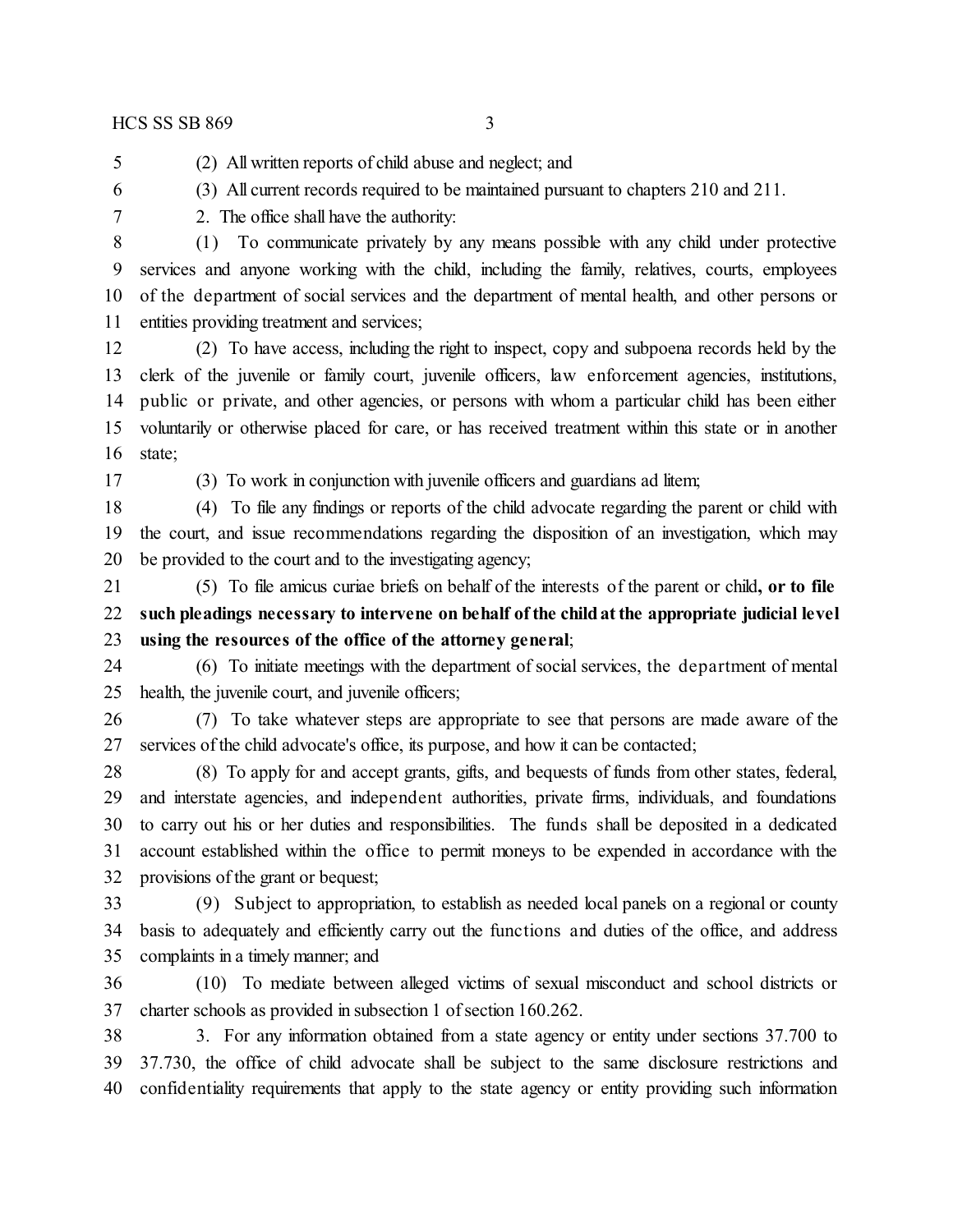(2) All written reports of child abuse and neglect; and

(3) All current records required to be maintained pursuant to chapters 210 and 211.

2. The office shall have the authority:

(1) To communicate privately by any means possible with any child under protective services and anyone working with the child, including the family, relatives, courts, employees of the department of social services and the department of mental health, and other persons or entities providing treatment and services;

(2) To have access, including the right to inspect, copy and subpoena records held by the clerk of the juvenile or family court, juvenile officers, law enforcement agencies, institutions, public or private, and other agencies, or persons with whom a particular child has been either voluntarily or otherwise placed for care, or has received treatment within this state or in another state;

(3) To work in conjunction with juvenile officers and guardians ad litem;

(4) To file any findings or reports of the child advocate regarding the parent or child with the court, and issue recommendations regarding the disposition of an investigation, which may be provided to the court and to the investigating agency;

(5) To file amicus curiae briefs on behalf of the interests of the parent or child**, or to file such pleadings necessary to intervene on behalf of the child at the appropriate judicial level using the resources of the office of the attorney general**;

(6) To initiate meetings with the department of social services, the department of mental health, the juvenile court, and juvenile officers;

(7) To take whatever steps are appropriate to see that persons are made aware of the services of the child advocate's office, its purpose, and how it can be contacted;

(8) To apply for and accept grants, gifts, and bequests of funds from other states, federal, and interstate agencies, and independent authorities, private firms, individuals, and foundations to carry out his or her duties and responsibilities. The funds shall be deposited in a dedicated account established within the office to permit moneys to be expended in accordance with the provisions of the grant or bequest;

(9) Subject to appropriation, to establish as needed local panels on a regional or county basis to adequately and efficiently carry out the functions and duties of the office, and address complaints in a timely manner; and

(10) To mediate between alleged victims of sexual misconduct and school districts or charter schools as provided in subsection 1 of section 160.262.

3. For any information obtained from a state agency or entity under sections 37.700 to 37.730, the office of child advocate shall be subject to the same disclosure restrictions and confidentiality requirements that apply to the state agency or entity providing such information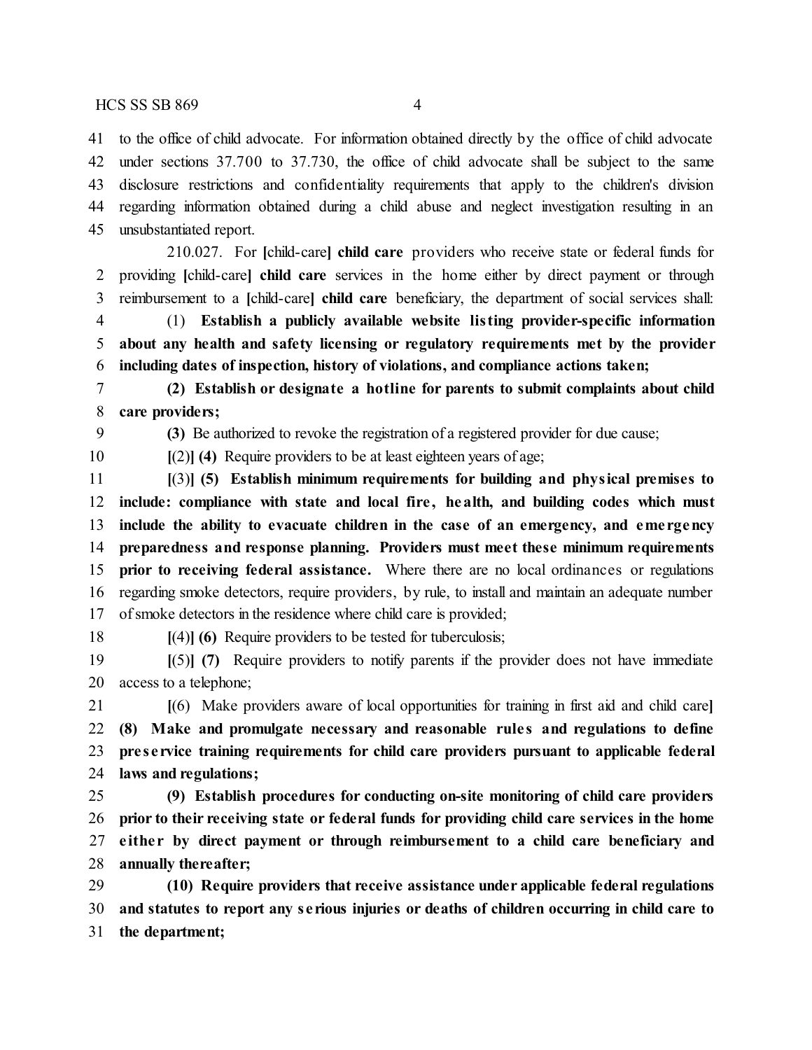41 to the office of child advocate. For information obtained directly by the office of child advocate
42 under sections 37.700 to 37.730, the office of child advocate shall be subject to the same
43 disclosure restrictions and confidentiality requirements that apply to the children's division
44 regarding information obtained during a child abuse and neglect investigation resulting in an
45 unsubstantiated report.

210.027. For [child-care] **child care** providers who receive state or federal funds for
2 providing [child-care] **child care** services in the home either by direct payment or through
3 reimbursement to a [child-care] **child care** beneficiary, the department of social services shall:

4 (1) **Establish a publicly available website listing provider-specific information**
5 **about any health and safety licensing or regulatory requirements met by the provider**
6 **including dates of inspection, history of violations, and compliance actions taken;**

7 **(2) Establish or designate a hotline for parents to submit complaints about child**
8 **care providers;**

9 **(3)** Be authorized to revoke the registration of a registered provider for due cause;

10 [(2)] **(4)** Require providers to be at least eighteen years of age;

11 [(3)] **(5) Establish minimum requirements for building and physical premises to**
12 **include: compliance with state and local fire, health, and building codes which must**
13 **include the ability to evacuate children in the case of an emergency, and emergency**
14 **preparedness and response planning. Providers must meet these minimum requirements**
15 **prior to receiving federal assistance.** Where there are no local ordinances or regulations
16 regarding smoke detectors, require providers, by rule, to install and maintain an adequate number
17 of smoke detectors in the residence where child care is provided;

18 [(4)] **(6)** Require providers to be tested for tuberculosis;

19 [(5)] **(7)** Require providers to notify parents if the provider does not have immediate
20 access to a telephone;

21 [(6) Make providers aware of local opportunities for training in first aid and child care]
22 **(8) Make and promulgate necessary and reasonable rules and regulations to define**
23 **preservice training requirements for child care providers pursuant to applicable federal**
24 **laws and regulations;**

25 **(9) Establish procedures for conducting on-site monitoring of child care providers**
26 **prior to their receiving state or federal funds for providing child care services in the home**
27 **either by direct payment or through reimbursement to a child care beneficiary and**
28 **annually thereafter;**

29 **(10) Require providers that receive assistance under applicable federal regulations**
30 **and statutes to report any serious injuries or deaths of children occurring in child care to**
31 **the department;**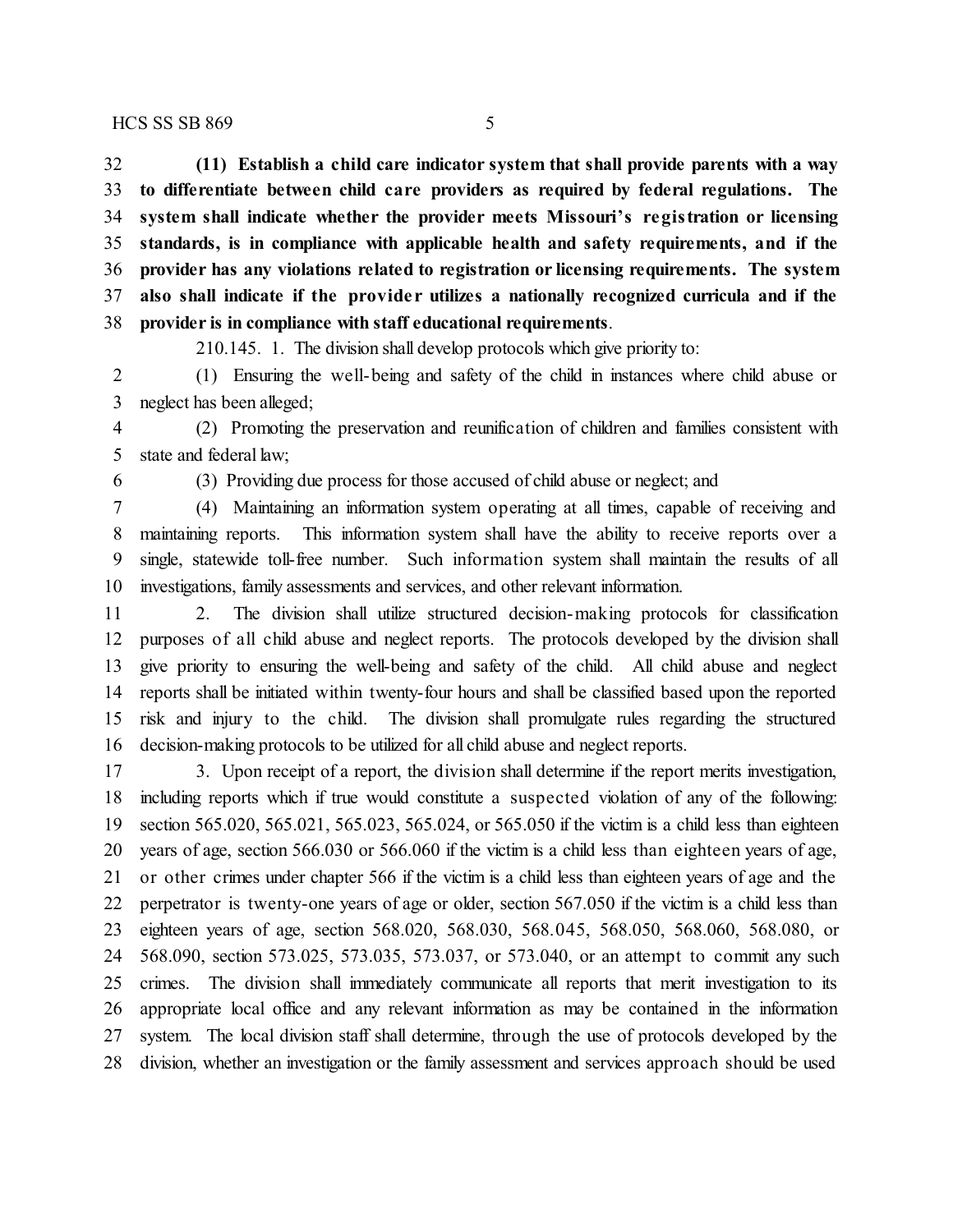**(11) Establish a child care indicator system that shall provide parents with a way to differentiate between child care providers as required by federal regulations. The system shall indicate whether the provider meets Missouri's registration or licensing standards, is in compliance with applicable health and safety requirements, and if the provider has any violations related to registration or licensing requirements. The system also shall indicate if the provider utilizes a nationally recognized curricula and if the provider is in compliance with staff educational requirements**.

210.145. 1. The division shall develop protocols which give priority to:

(1) Ensuring the well-being and safety of the child in instances where child abuse or neglect has been alleged;

(2) Promoting the preservation and reunification of children and families consistent with state and federal law;

(3) Providing due process for those accused of child abuse or neglect; and

(4) Maintaining an information system operating at all times, capable of receiving and maintaining reports. This information system shall have the ability to receive reports over a single, statewide toll-free number. Such information system shall maintain the results of all investigations, family assessments and services, and other relevant information.

2. The division shall utilize structured decision-making protocols for classification purposes of all child abuse and neglect reports. The protocols developed by the division shall give priority to ensuring the well-being and safety of the child. All child abuse and neglect reports shall be initiated within twenty-four hours and shall be classified based upon the reported risk and injury to the child. The division shall promulgate rules regarding the structured decision-making protocols to be utilized for all child abuse and neglect reports.

3. Upon receipt of a report, the division shall determine if the report merits investigation, including reports which if true would constitute a suspected violation of any of the following: section 565.020, 565.021, 565.023, 565.024, or 565.050 if the victim is a child less than eighteen years of age, section 566.030 or 566.060 if the victim is a child less than eighteen years of age, or other crimes under chapter 566 if the victim is a child less than eighteen years of age and the perpetrator is twenty-one years of age or older, section 567.050 if the victim is a child less than eighteen years of age, section 568.020, 568.030, 568.045, 568.050, 568.060, 568.080, or 568.090, section 573.025, 573.035, 573.037, or 573.040, or an attempt to commit any such crimes. The division shall immediately communicate all reports that merit investigation to its appropriate local office and any relevant information as may be contained in the information system. The local division staff shall determine, through the use of protocols developed by the division, whether an investigation or the family assessment and services approach should be used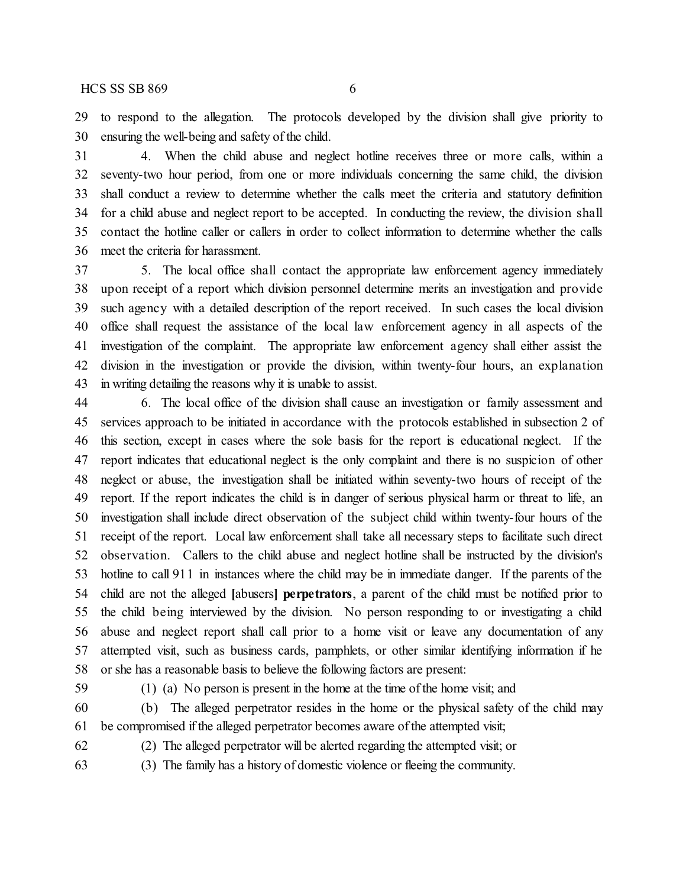to respond to the allegation. The protocols developed by the division shall give priority to ensuring the well-being and safety of the child.

4. When the child abuse and neglect hotline receives three or more calls, within a seventy-two hour period, from one or more individuals concerning the same child, the division shall conduct a review to determine whether the calls meet the criteria and statutory definition for a child abuse and neglect report to be accepted. In conducting the review, the division shall contact the hotline caller or callers in order to collect information to determine whether the calls meet the criteria for harassment.

5. The local office shall contact the appropriate law enforcement agency immediately upon receipt of a report which division personnel determine merits an investigation and provide such agency with a detailed description of the report received. In such cases the local division office shall request the assistance of the local law enforcement agency in all aspects of the investigation of the complaint. The appropriate law enforcement agency shall either assist the division in the investigation or provide the division, within twenty-four hours, an explanation in writing detailing the reasons why it is unable to assist.

6. The local office of the division shall cause an investigation or family assessment and services approach to be initiated in accordance with the protocols established in subsection 2 of this section, except in cases where the sole basis for the report is educational neglect. If the report indicates that educational neglect is the only complaint and there is no suspicion of other neglect or abuse, the investigation shall be initiated within seventy-two hours of receipt of the report. If the report indicates the child is in danger of serious physical harm or threat to life, an investigation shall include direct observation of the subject child within twenty-four hours of the receipt of the report. Local law enforcement shall take all necessary steps to facilitate such direct observation. Callers to the child abuse and neglect hotline shall be instructed by the division's hotline to call 911 in instances where the child may be in immediate danger. If the parents of the child are not the alleged **[**abusers**] perpetrators**, a parent of the child must be notified prior to the child being interviewed by the division. No person responding to or investigating a child abuse and neglect report shall call prior to a home visit or leave any documentation of any attempted visit, such as business cards, pamphlets, or other similar identifying information if he or she has a reasonable basis to believe the following factors are present:

(1) (a) No person is present in the home at the time of the home visit; and

(b) The alleged perpetrator resides in the home or the physical safety of the child may be compromised if the alleged perpetrator becomes aware of the attempted visit;

(2) The alleged perpetrator will be alerted regarding the attempted visit; or

(3) The family has a history of domestic violence or fleeing the community.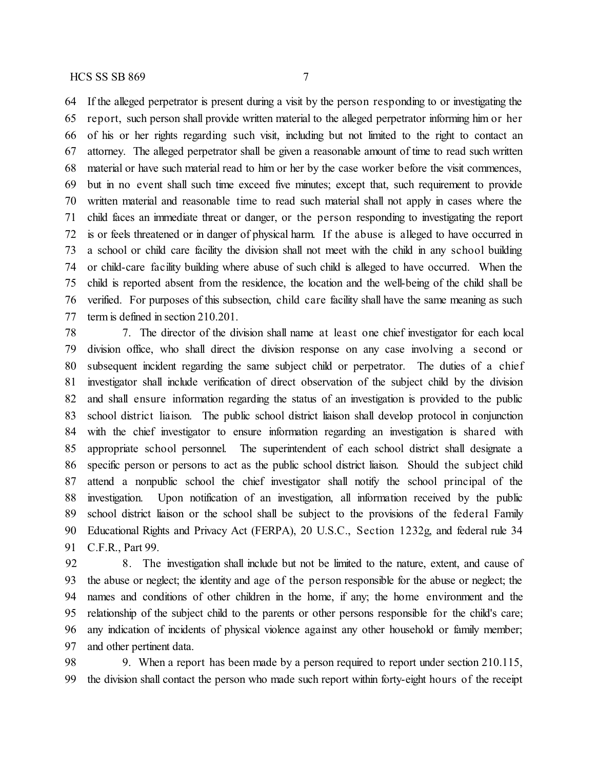If the alleged perpetrator is present during a visit by the person responding to or investigating the report, such person shall provide written material to the alleged perpetrator informing him or her of his or her rights regarding such visit, including but not limited to the right to contact an attorney. The alleged perpetrator shall be given a reasonable amount of time to read such written material or have such material read to him or her by the case worker before the visit commences, but in no event shall such time exceed five minutes; except that, such requirement to provide written material and reasonable time to read such material shall not apply in cases where the child faces an immediate threat or danger, or the person responding to investigating the report is or feels threatened or in danger of physical harm. If the abuse is alleged to have occurred in a school or child care facility the division shall not meet with the child in any school building or child-care facility building where abuse of such child is alleged to have occurred. When the child is reported absent from the residence, the location and the well-being of the child shall be verified. For purposes of this subsection, child care facility shall have the same meaning as such term is defined in section 210.201.

7. The director of the division shall name at least one chief investigator for each local division office, who shall direct the division response on any case involving a second or subsequent incident regarding the same subject child or perpetrator. The duties of a chief investigator shall include verification of direct observation of the subject child by the division and shall ensure information regarding the status of an investigation is provided to the public school district liaison. The public school district liaison shall develop protocol in conjunction with the chief investigator to ensure information regarding an investigation is shared with appropriate school personnel. The superintendent of each school district shall designate a specific person or persons to act as the public school district liaison. Should the subject child attend a nonpublic school the chief investigator shall notify the school principal of the investigation. Upon notification of an investigation, all information received by the public school district liaison or the school shall be subject to the provisions of the federal Family Educational Rights and Privacy Act (FERPA), 20 U.S.C., Section 1232g, and federal rule 34 C.F.R., Part 99.

8. The investigation shall include but not be limited to the nature, extent, and cause of the abuse or neglect; the identity and age of the person responsible for the abuse or neglect; the names and conditions of other children in the home, if any; the home environment and the relationship of the subject child to the parents or other persons responsible for the child's care; any indication of incidents of physical violence against any other household or family member; and other pertinent data.

9. When a report has been made by a person required to report under section 210.115, the division shall contact the person who made such report within forty-eight hours of the receipt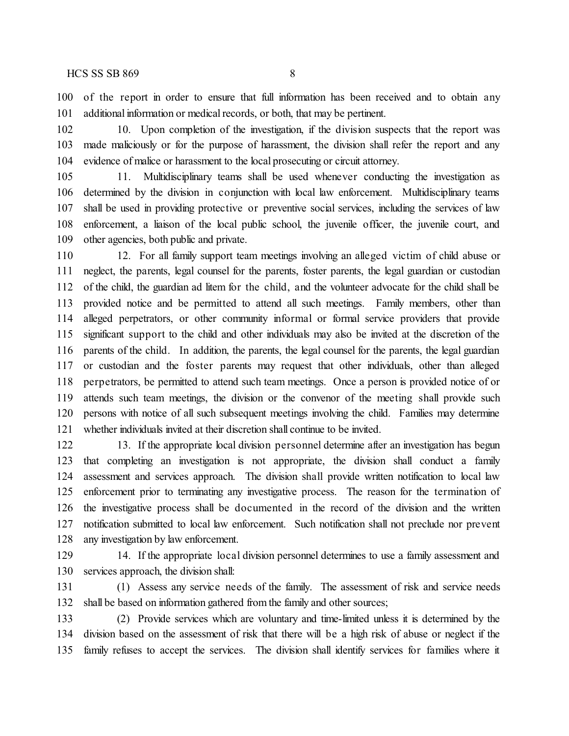of the report in order to ensure that full information has been received and to obtain any additional information or medical records, or both, that may be pertinent.

10. Upon completion of the investigation, if the division suspects that the report was made maliciously or for the purpose of harassment, the division shall refer the report and any evidence of malice or harassment to the local prosecuting or circuit attorney.

11. Multidisciplinary teams shall be used whenever conducting the investigation as determined by the division in conjunction with local law enforcement. Multidisciplinary teams shall be used in providing protective or preventive social services, including the services of law enforcement, a liaison of the local public school, the juvenile officer, the juvenile court, and other agencies, both public and private.

12. For all family support team meetings involving an alleged victim of child abuse or neglect, the parents, legal counsel for the parents, foster parents, the legal guardian or custodian of the child, the guardian ad litem for the child, and the volunteer advocate for the child shall be provided notice and be permitted to attend all such meetings. Family members, other than alleged perpetrators, or other community informal or formal service providers that provide significant support to the child and other individuals may also be invited at the discretion of the parents of the child. In addition, the parents, the legal counsel for the parents, the legal guardian or custodian and the foster parents may request that other individuals, other than alleged perpetrators, be permitted to attend such team meetings. Once a person is provided notice of or attends such team meetings, the division or the convenor of the meeting shall provide such persons with notice of all such subsequent meetings involving the child. Families may determine whether individuals invited at their discretion shall continue to be invited.

13. If the appropriate local division personnel determine after an investigation has begun that completing an investigation is not appropriate, the division shall conduct a family assessment and services approach. The division shall provide written notification to local law enforcement prior to terminating any investigative process. The reason for the termination of the investigative process shall be documented in the record of the division and the written notification submitted to local law enforcement. Such notification shall not preclude nor prevent any investigation by law enforcement.

14. If the appropriate local division personnel determines to use a family assessment and services approach, the division shall:

(1) Assess any service needs of the family. The assessment of risk and service needs shall be based on information gathered from the family and other sources;

(2) Provide services which are voluntary and time-limited unless it is determined by the division based on the assessment of risk that there will be a high risk of abuse or neglect if the family refuses to accept the services. The division shall identify services for families where it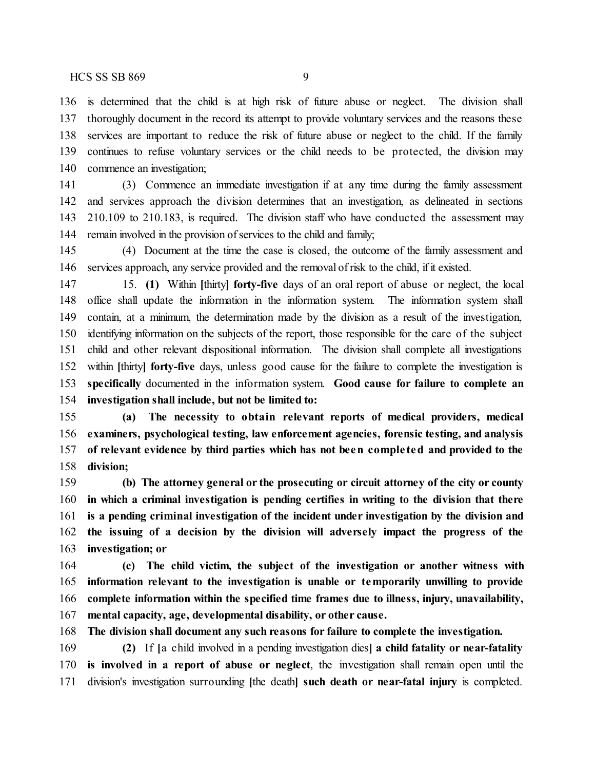is determined that the child is at high risk of future abuse or neglect. The division shall thoroughly document in the record its attempt to provide voluntary services and the reasons these services are important to reduce the risk of future abuse or neglect to the child. If the family continues to refuse voluntary services or the child needs to be protected, the division may commence an investigation;

(3) Commence an immediate investigation if at any time during the family assessment and services approach the division determines that an investigation, as delineated in sections 210.109 to 210.183, is required. The division staff who have conducted the assessment may remain involved in the provision of services to the child and family;

(4) Document at the time the case is closed, the outcome of the family assessment and services approach, any service provided and the removal of risk to the child, if it existed.

15. **(1)** Within [thirty] **forty-five** days of an oral report of abuse or neglect, the local office shall update the information in the information system. The information system shall contain, at a minimum, the determination made by the division as a result of the investigation, identifying information on the subjects of the report, those responsible for the care of the subject child and other relevant dispositional information. The division shall complete all investigations within [thirty] **forty-five** days, unless good cause for the failure to complete the investigation is **specifically** documented in the information system. **Good cause for failure to complete an investigation shall include, but not be limited to:**

**(a) The necessity to obtain relevant reports of medical providers, medical examiners, psychological testing, law enforcement agencies, forensic testing, and analysis of relevant evidence by third parties which has not been completed and provided to the division;**

**(b) The attorney general or the prosecuting or circuit attorney of the city or county in which a criminal investigation is pending certifies in writing to the division that there is a pending criminal investigation of the incident under investigation by the division and the issuing of a decision by the division will adversely impact the progress of the investigation; or**

**(c) The child victim, the subject of the investigation or another witness with information relevant to the investigation is unable or temporarily unwilling to provide complete information within the specified time frames due to illness, injury, unavailability, mental capacity, age, developmental disability, or other cause.**

**The division shall document any such reasons for failure to complete the investigation.**

**(2)** If [a child involved in a pending investigation dies] **a child fatality or near-fatality is involved in a report of abuse or neglect**, the investigation shall remain open until the division's investigation surrounding [the death] **such death or near-fatal injury** is completed.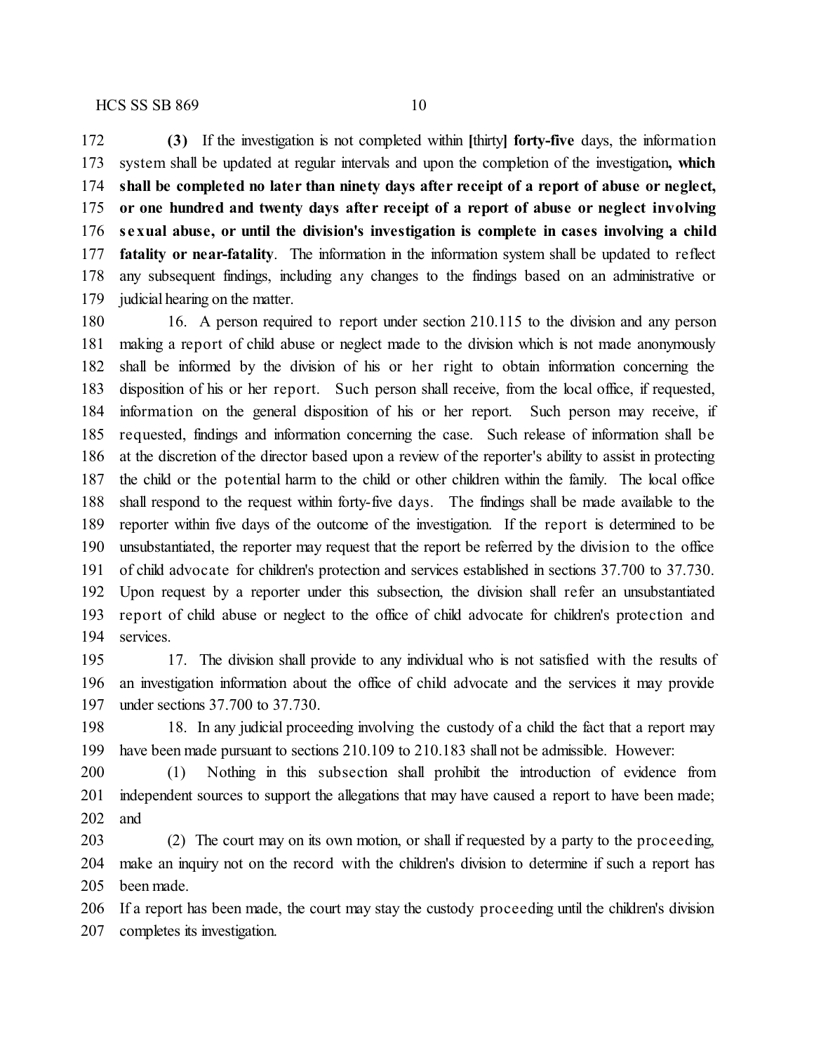**(3)** If the investigation is not completed within [thirty] **forty-five** days, the information system shall be updated at regular intervals and upon the completion of the investigation**, which shall be completed no later than ninety days after receipt of a report of abuse or neglect, or one hundred and twenty days after receipt of a report of abuse or neglect involving sexual abuse, or until the division's investigation is complete in cases involving a child fatality or near-fatality**. The information in the information system shall be updated to reflect any subsequent findings, including any changes to the findings based on an administrative or judicial hearing on the matter.

16. A person required to report under section 210.115 to the division and any person making a report of child abuse or neglect made to the division which is not made anonymously shall be informed by the division of his or her right to obtain information concerning the disposition of his or her report. Such person shall receive, from the local office, if requested, information on the general disposition of his or her report. Such person may receive, if requested, findings and information concerning the case. Such release of information shall be at the discretion of the director based upon a review of the reporter's ability to assist in protecting the child or the potential harm to the child or other children within the family. The local office shall respond to the request within forty-five days. The findings shall be made available to the reporter within five days of the outcome of the investigation. If the report is determined to be unsubstantiated, the reporter may request that the report be referred by the division to the office of child advocate for children's protection and services established in sections 37.700 to 37.730. Upon request by a reporter under this subsection, the division shall refer an unsubstantiated report of child abuse or neglect to the office of child advocate for children's protection and services.

17. The division shall provide to any individual who is not satisfied with the results of an investigation information about the office of child advocate and the services it may provide under sections 37.700 to 37.730.

18. In any judicial proceeding involving the custody of a child the fact that a report may have been made pursuant to sections 210.109 to 210.183 shall not be admissible. However:

(1) Nothing in this subsection shall prohibit the introduction of evidence from independent sources to support the allegations that may have caused a report to have been made; and

(2) The court may on its own motion, or shall if requested by a party to the proceeding, make an inquiry not on the record with the children's division to determine if such a report has been made.

If a report has been made, the court may stay the custody proceeding until the children's division completes its investigation.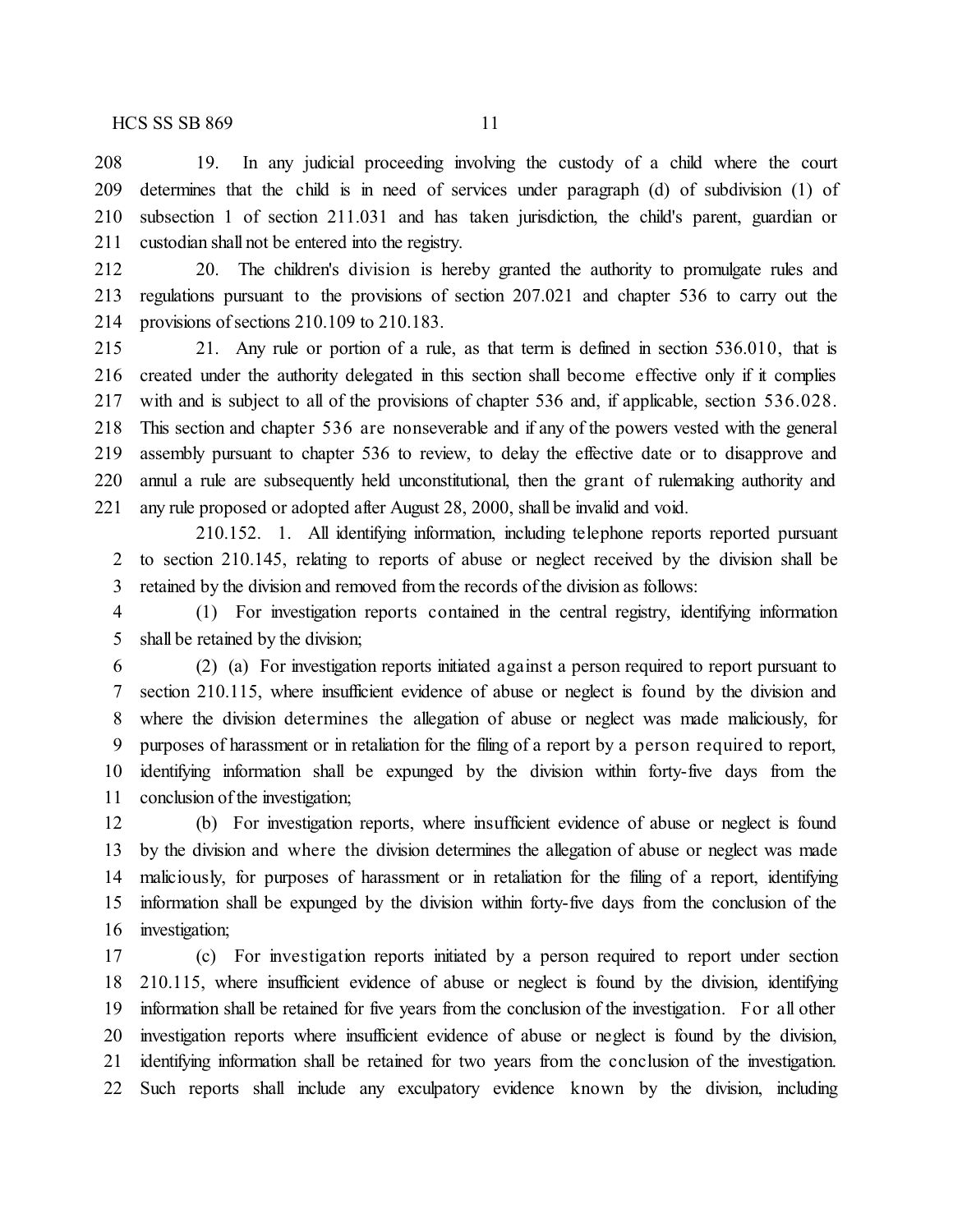19. In any judicial proceeding involving the custody of a child where the court determines that the child is in need of services under paragraph (d) of subdivision (1) of subsection 1 of section 211.031 and has taken jurisdiction, the child's parent, guardian or custodian shall not be entered into the registry.

20. The children's division is hereby granted the authority to promulgate rules and regulations pursuant to the provisions of section 207.021 and chapter 536 to carry out the provisions of sections 210.109 to 210.183.

21. Any rule or portion of a rule, as that term is defined in section 536.010, that is created under the authority delegated in this section shall become effective only if it complies with and is subject to all of the provisions of chapter 536 and, if applicable, section 536.028. This section and chapter 536 are nonseverable and if any of the powers vested with the general assembly pursuant to chapter 536 to review, to delay the effective date or to disapprove and annul a rule are subsequently held unconstitutional, then the grant of rulemaking authority and any rule proposed or adopted after August 28, 2000, shall be invalid and void.

210.152. 1. All identifying information, including telephone reports reported pursuant to section 210.145, relating to reports of abuse or neglect received by the division shall be retained by the division and removed from the records of the division as follows:

(1) For investigation reports contained in the central registry, identifying information shall be retained by the division;

(2) (a) For investigation reports initiated against a person required to report pursuant to section 210.115, where insufficient evidence of abuse or neglect is found by the division and where the division determines the allegation of abuse or neglect was made maliciously, for purposes of harassment or in retaliation for the filing of a report by a person required to report, identifying information shall be expunged by the division within forty-five days from the conclusion of the investigation;

(b) For investigation reports, where insufficient evidence of abuse or neglect is found by the division and where the division determines the allegation of abuse or neglect was made maliciously, for purposes of harassment or in retaliation for the filing of a report, identifying information shall be expunged by the division within forty-five days from the conclusion of the investigation;

(c) For investigation reports initiated by a person required to report under section 210.115, where insufficient evidence of abuse or neglect is found by the division, identifying information shall be retained for five years from the conclusion of the investigation. For all other investigation reports where insufficient evidence of abuse or neglect is found by the division, identifying information shall be retained for two years from the conclusion of the investigation. Such reports shall include any exculpatory evidence known by the division, including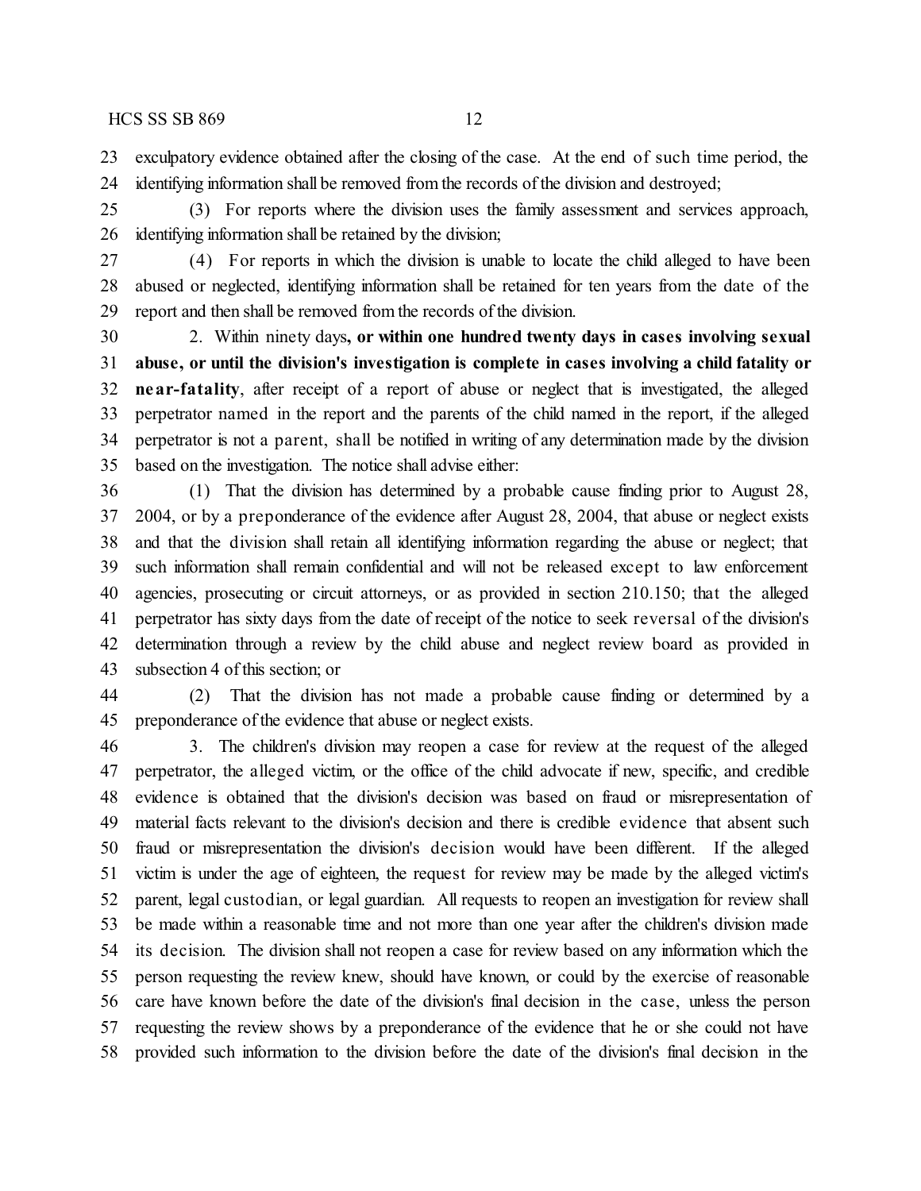exculpatory evidence obtained after the closing of the case. At the end of such time period, the identifying information shall be removed from the records of the division and destroyed;

(3) For reports where the division uses the family assessment and services approach, identifying information shall be retained by the division;

(4) For reports in which the division is unable to locate the child alleged to have been abused or neglected, identifying information shall be retained for ten years from the date of the report and then shall be removed from the records of the division.

2. Within ninety days**, or within one hundred twenty days in cases involving sexual abuse, or until the division's investigation is complete in cases involving a child fatality or near-fatality**, after receipt of a report of abuse or neglect that is investigated, the alleged perpetrator named in the report and the parents of the child named in the report, if the alleged perpetrator is not a parent, shall be notified in writing of any determination made by the division based on the investigation. The notice shall advise either:

(1) That the division has determined by a probable cause finding prior to August 28, 2004, or by a preponderance of the evidence after August 28, 2004, that abuse or neglect exists and that the division shall retain all identifying information regarding the abuse or neglect; that such information shall remain confidential and will not be released except to law enforcement agencies, prosecuting or circuit attorneys, or as provided in section 210.150; that the alleged perpetrator has sixty days from the date of receipt of the notice to seek reversal of the division's determination through a review by the child abuse and neglect review board as provided in subsection 4 of this section; or

(2) That the division has not made a probable cause finding or determined by a preponderance of the evidence that abuse or neglect exists.

3. The children's division may reopen a case for review at the request of the alleged perpetrator, the alleged victim, or the office of the child advocate if new, specific, and credible evidence is obtained that the division's decision was based on fraud or misrepresentation of material facts relevant to the division's decision and there is credible evidence that absent such fraud or misrepresentation the division's decision would have been different. If the alleged victim is under the age of eighteen, the request for review may be made by the alleged victim's parent, legal custodian, or legal guardian. All requests to reopen an investigation for review shall be made within a reasonable time and not more than one year after the children's division made its decision. The division shall not reopen a case for review based on any information which the person requesting the review knew, should have known, or could by the exercise of reasonable care have known before the date of the division's final decision in the case, unless the person requesting the review shows by a preponderance of the evidence that he or she could not have provided such information to the division before the date of the division's final decision in the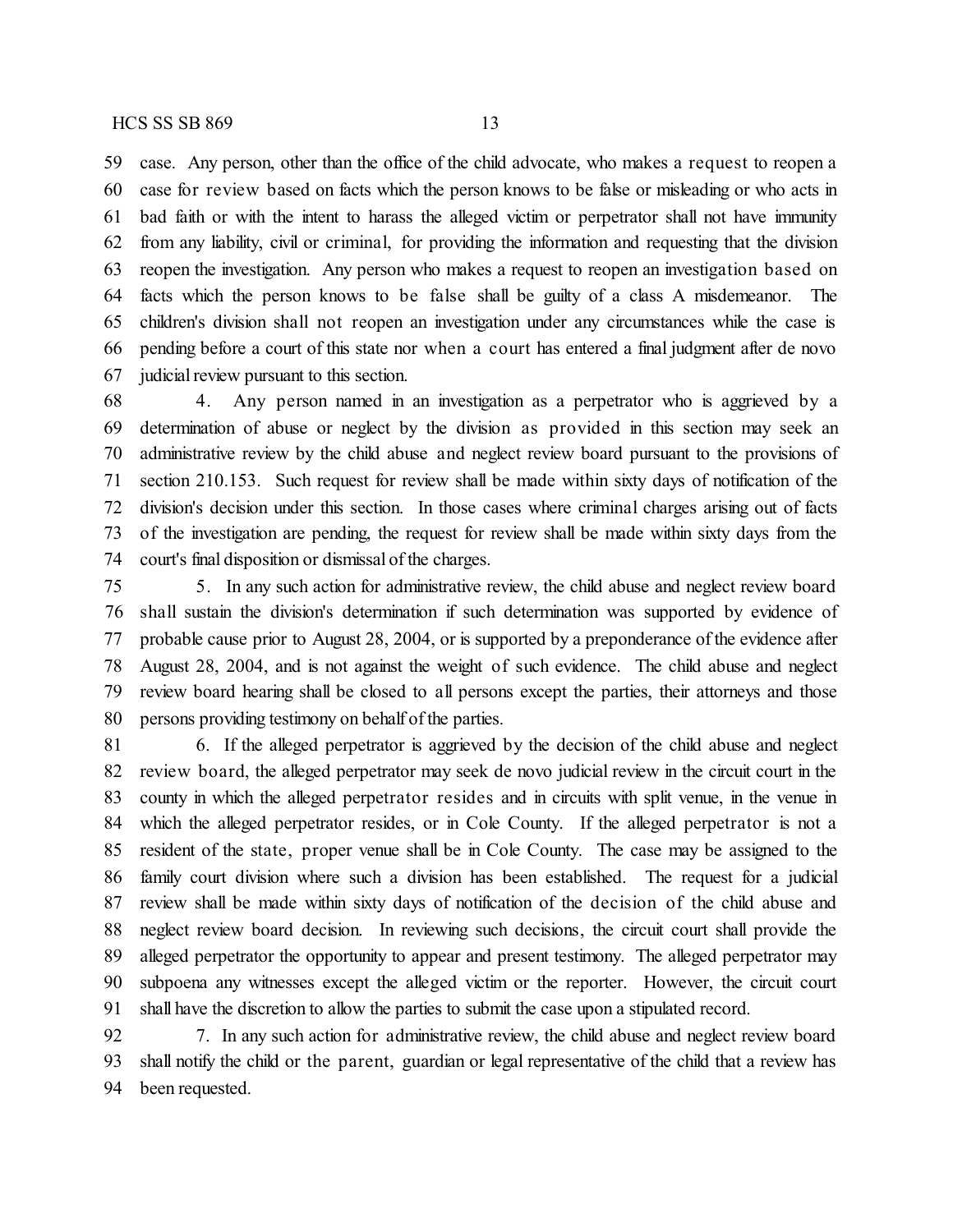case. Any person, other than the office of the child advocate, who makes a request to reopen a case for review based on facts which the person knows to be false or misleading or who acts in bad faith or with the intent to harass the alleged victim or perpetrator shall not have immunity from any liability, civil or criminal, for providing the information and requesting that the division reopen the investigation. Any person who makes a request to reopen an investigation based on facts which the person knows to be false shall be guilty of a class A misdemeanor. The children's division shall not reopen an investigation under any circumstances while the case is pending before a court of this state nor when a court has entered a final judgment after de novo judicial review pursuant to this section.

4. Any person named in an investigation as a perpetrator who is aggrieved by a determination of abuse or neglect by the division as provided in this section may seek an administrative review by the child abuse and neglect review board pursuant to the provisions of section 210.153. Such request for review shall be made within sixty days of notification of the division's decision under this section. In those cases where criminal charges arising out of facts of the investigation are pending, the request for review shall be made within sixty days from the court's final disposition or dismissal of the charges.

5. In any such action for administrative review, the child abuse and neglect review board shall sustain the division's determination if such determination was supported by evidence of probable cause prior to August 28, 2004, or is supported by a preponderance of the evidence after August 28, 2004, and is not against the weight of such evidence. The child abuse and neglect review board hearing shall be closed to all persons except the parties, their attorneys and those persons providing testimony on behalf of the parties.

6. If the alleged perpetrator is aggrieved by the decision of the child abuse and neglect review board, the alleged perpetrator may seek de novo judicial review in the circuit court in the county in which the alleged perpetrator resides and in circuits with split venue, in the venue in which the alleged perpetrator resides, or in Cole County. If the alleged perpetrator is not a resident of the state, proper venue shall be in Cole County. The case may be assigned to the family court division where such a division has been established. The request for a judicial review shall be made within sixty days of notification of the decision of the child abuse and neglect review board decision. In reviewing such decisions, the circuit court shall provide the alleged perpetrator the opportunity to appear and present testimony. The alleged perpetrator may subpoena any witnesses except the alleged victim or the reporter. However, the circuit court shall have the discretion to allow the parties to submit the case upon a stipulated record.

7. In any such action for administrative review, the child abuse and neglect review board shall notify the child or the parent, guardian or legal representative of the child that a review has been requested.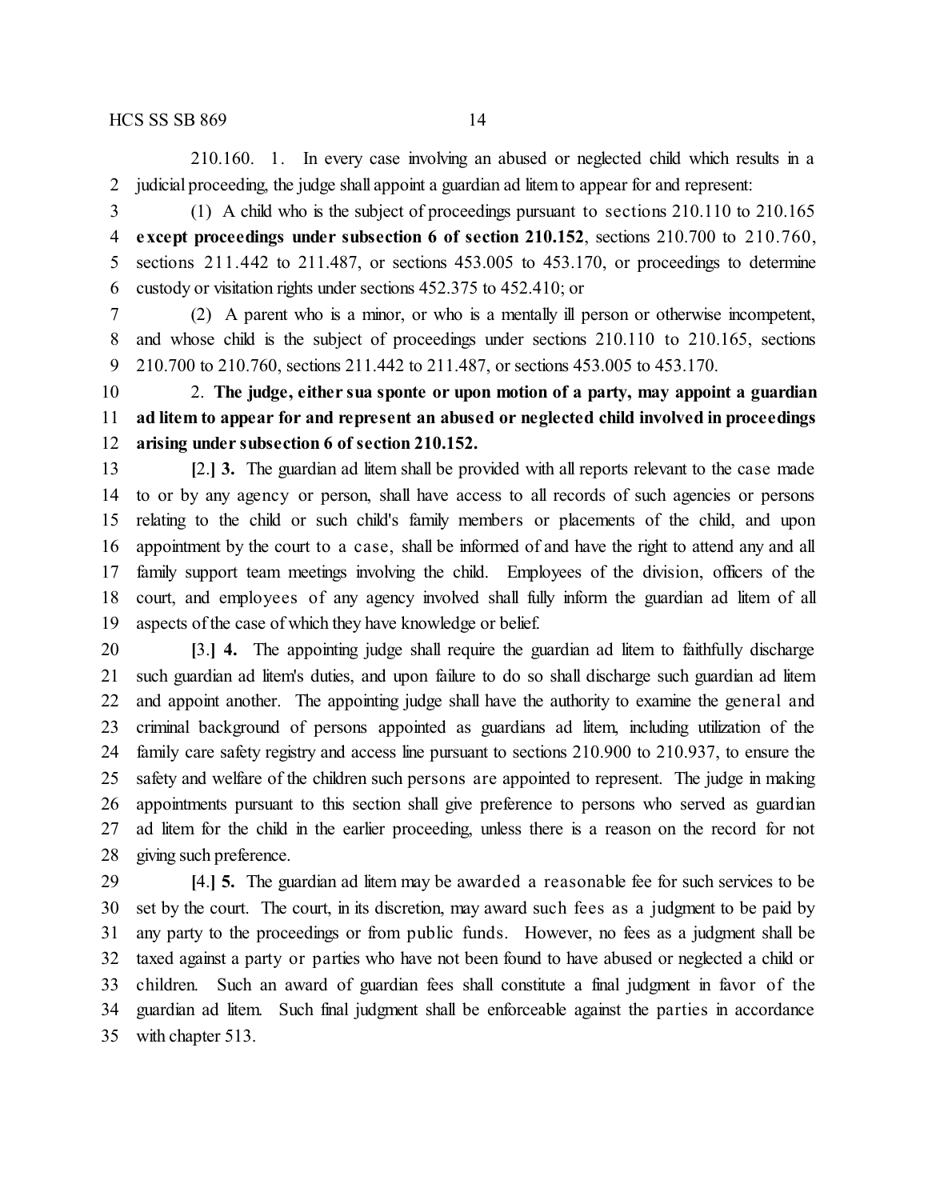210.160. 1. In every case involving an abused or neglected child which results in a judicial proceeding, the judge shall appoint a guardian ad litem to appear for and represent:

(1) A child who is the subject of proceedings pursuant to sections 210.110 to 210.165 **except proceedings under subsection 6 of section 210.152**, sections 210.700 to 210.760, sections 211.442 to 211.487, or sections 453.005 to 453.170, or proceedings to determine custody or visitation rights under sections 452.375 to 452.410; or

(2) A parent who is a minor, or who is a mentally ill person or otherwise incompetent, and whose child is the subject of proceedings under sections 210.110 to 210.165, sections 210.700 to 210.760, sections 211.442 to 211.487, or sections 453.005 to 453.170.

2. **The judge, either sua sponte or upon motion of a party, may appoint a guardian ad litem to appear for and represent an abused or neglected child involved in proceedings arising under subsection 6 of section 210.152.**

**[**2.**] 3.** The guardian ad litem shall be provided with all reports relevant to the case made to or by any agency or person, shall have access to all records of such agencies or persons relating to the child or such child's family members or placements of the child, and upon appointment by the court to a case, shall be informed of and have the right to attend any and all family support team meetings involving the child. Employees of the division, officers of the court, and employees of any agency involved shall fully inform the guardian ad litem of all aspects of the case of which they have knowledge or belief.

**[**3.**] 4.** The appointing judge shall require the guardian ad litem to faithfully discharge such guardian ad litem's duties, and upon failure to do so shall discharge such guardian ad litem and appoint another. The appointing judge shall have the authority to examine the general and criminal background of persons appointed as guardians ad litem, including utilization of the family care safety registry and access line pursuant to sections 210.900 to 210.937, to ensure the safety and welfare of the children such persons are appointed to represent. The judge in making appointments pursuant to this section shall give preference to persons who served as guardian ad litem for the child in the earlier proceeding, unless there is a reason on the record for not giving such preference.

**[**4.**] 5.** The guardian ad litem may be awarded a reasonable fee for such services to be set by the court. The court, in its discretion, may award such fees as a judgment to be paid by any party to the proceedings or from public funds. However, no fees as a judgment shall be taxed against a party or parties who have not been found to have abused or neglected a child or children. Such an award of guardian fees shall constitute a final judgment in favor of the guardian ad litem. Such final judgment shall be enforceable against the parties in accordance with chapter 513.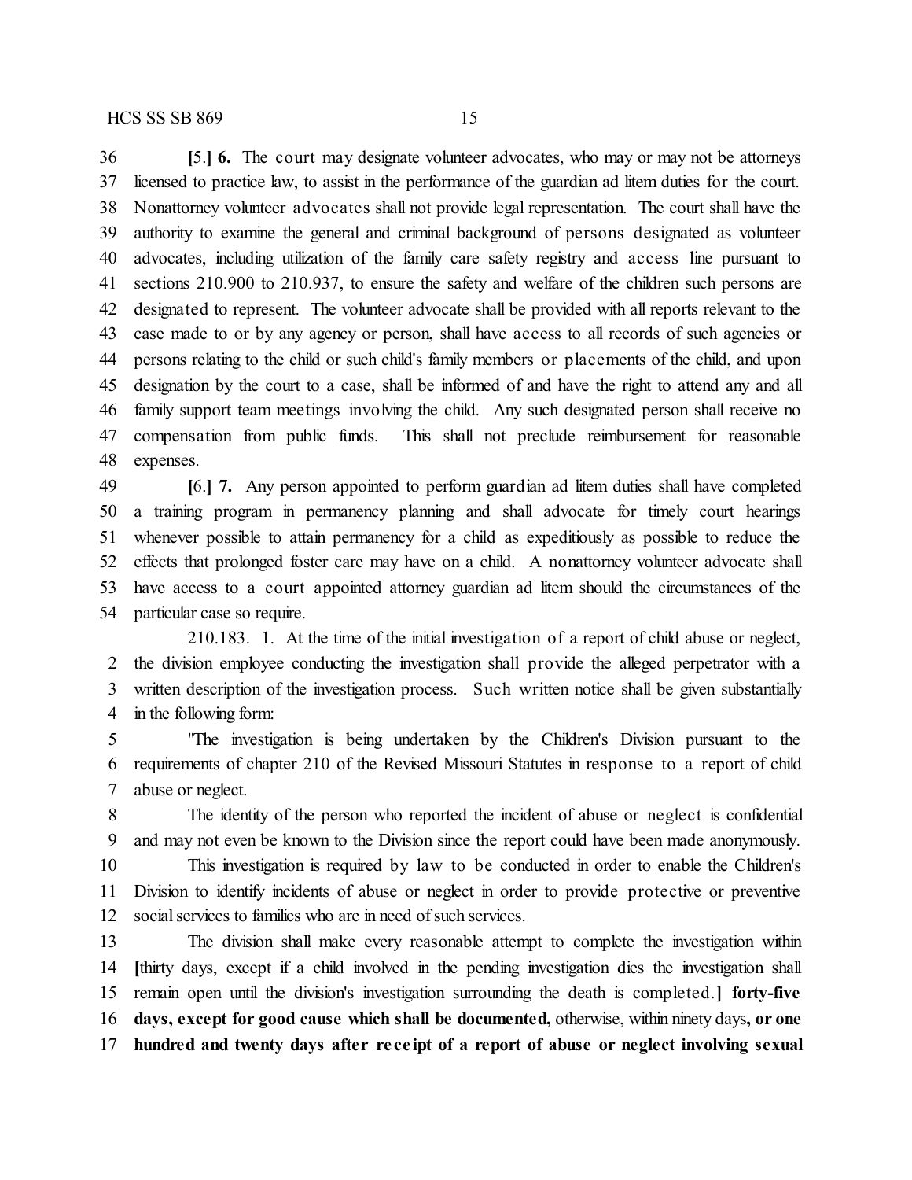**[**5.**] 6.** The court may designate volunteer advocates, who may or may not be attorneys licensed to practice law, to assist in the performance of the guardian ad litem duties for the court. Nonattorney volunteer advocates shall not provide legal representation. The court shall have the authority to examine the general and criminal background of persons designated as volunteer advocates, including utilization of the family care safety registry and access line pursuant to sections 210.900 to 210.937, to ensure the safety and welfare of the children such persons are designated to represent. The volunteer advocate shall be provided with all reports relevant to the case made to or by any agency or person, shall have access to all records of such agencies or persons relating to the child or such child's family members or placements of the child, and upon designation by the court to a case, shall be informed of and have the right to attend any and all family support team meetings involving the child. Any such designated person shall receive no compensation from public funds. This shall not preclude reimbursement for reasonable expenses.

**[**6.**] 7.** Any person appointed to perform guardian ad litem duties shall have completed a training program in permanency planning and shall advocate for timely court hearings whenever possible to attain permanency for a child as expeditiously as possible to reduce the effects that prolonged foster care may have on a child. A nonattorney volunteer advocate shall have access to a court appointed attorney guardian ad litem should the circumstances of the particular case so require.

210.183. 1. At the time of the initial investigation of a report of child abuse or neglect, the division employee conducting the investigation shall provide the alleged perpetrator with a written description of the investigation process. Such written notice shall be given substantially in the following form:

"The investigation is being undertaken by the Children's Division pursuant to the requirements of chapter 210 of the Revised Missouri Statutes in response to a report of child abuse or neglect.

The identity of the person who reported the incident of abuse or neglect is confidential and may not even be known to the Division since the report could have been made anonymously.

This investigation is required by law to be conducted in order to enable the Children's Division to identify incidents of abuse or neglect in order to provide protective or preventive social services to families who are in need of such services.

The division shall make every reasonable attempt to complete the investigation within **[**thirty days, except if a child involved in the pending investigation dies the investigation shall remain open until the division's investigation surrounding the death is completed.**] forty-five days, except for good cause which shall be documented,** otherwise, within ninety days**, or one hundred and twenty days after receipt of a report of abuse or neglect involving sexual**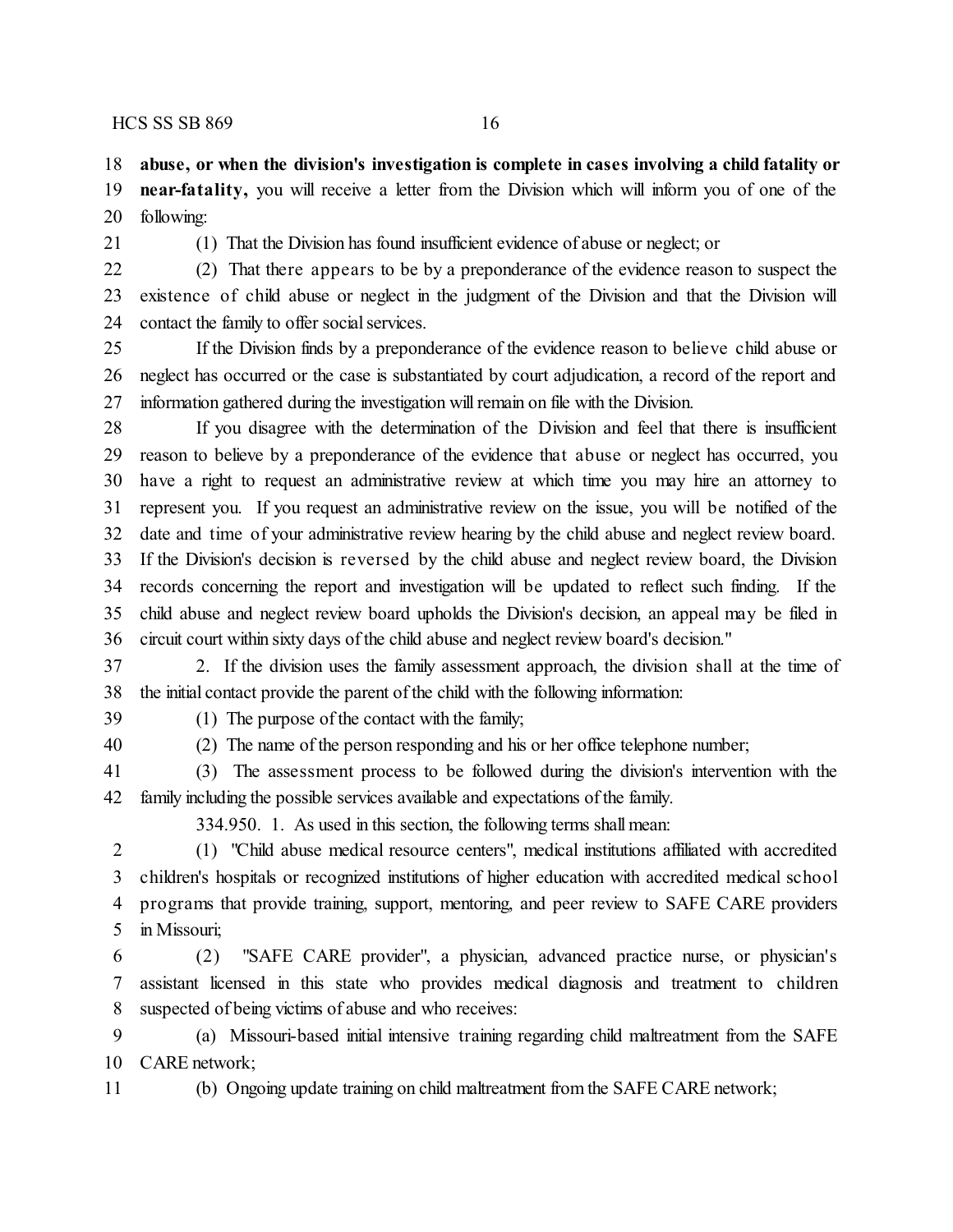**abuse, or when the division's investigation is complete in cases involving a child fatality or near-fatality,** you will receive a letter from the Division which will inform you of one of the following:

(1) That the Division has found insufficient evidence of abuse or neglect; or

(2) That there appears to be by a preponderance of the evidence reason to suspect the existence of child abuse or neglect in the judgment of the Division and that the Division will contact the family to offer social services.

If the Division finds by a preponderance of the evidence reason to believe child abuse or neglect has occurred or the case is substantiated by court adjudication, a record of the report and information gathered during the investigation will remain on file with the Division.

If you disagree with the determination of the Division and feel that there is insufficient reason to believe by a preponderance of the evidence that abuse or neglect has occurred, you have a right to request an administrative review at which time you may hire an attorney to represent you. If you request an administrative review on the issue, you will be notified of the date and time of your administrative review hearing by the child abuse and neglect review board. If the Division's decision is reversed by the child abuse and neglect review board, the Division records concerning the report and investigation will be updated to reflect such finding. If the child abuse and neglect review board upholds the Division's decision, an appeal may be filed in circuit court within sixty days of the child abuse and neglect review board's decision."

2. If the division uses the family assessment approach, the division shall at the time of the initial contact provide the parent of the child with the following information:

(1) The purpose of the contact with the family;

(2) The name of the person responding and his or her office telephone number;

(3) The assessment process to be followed during the division's intervention with the family including the possible services available and expectations of the family.

334.950. 1. As used in this section, the following terms shall mean:

(1) "Child abuse medical resource centers", medical institutions affiliated with accredited children's hospitals or recognized institutions of higher education with accredited medical school programs that provide training, support, mentoring, and peer review to SAFE CARE providers in Missouri;

(2) "SAFE CARE provider", a physician, advanced practice nurse, or physician's assistant licensed in this state who provides medical diagnosis and treatment to children suspected of being victims of abuse and who receives:

(a) Missouri-based initial intensive training regarding child maltreatment from the SAFE CARE network;

(b) Ongoing update training on child maltreatment from the SAFE CARE network;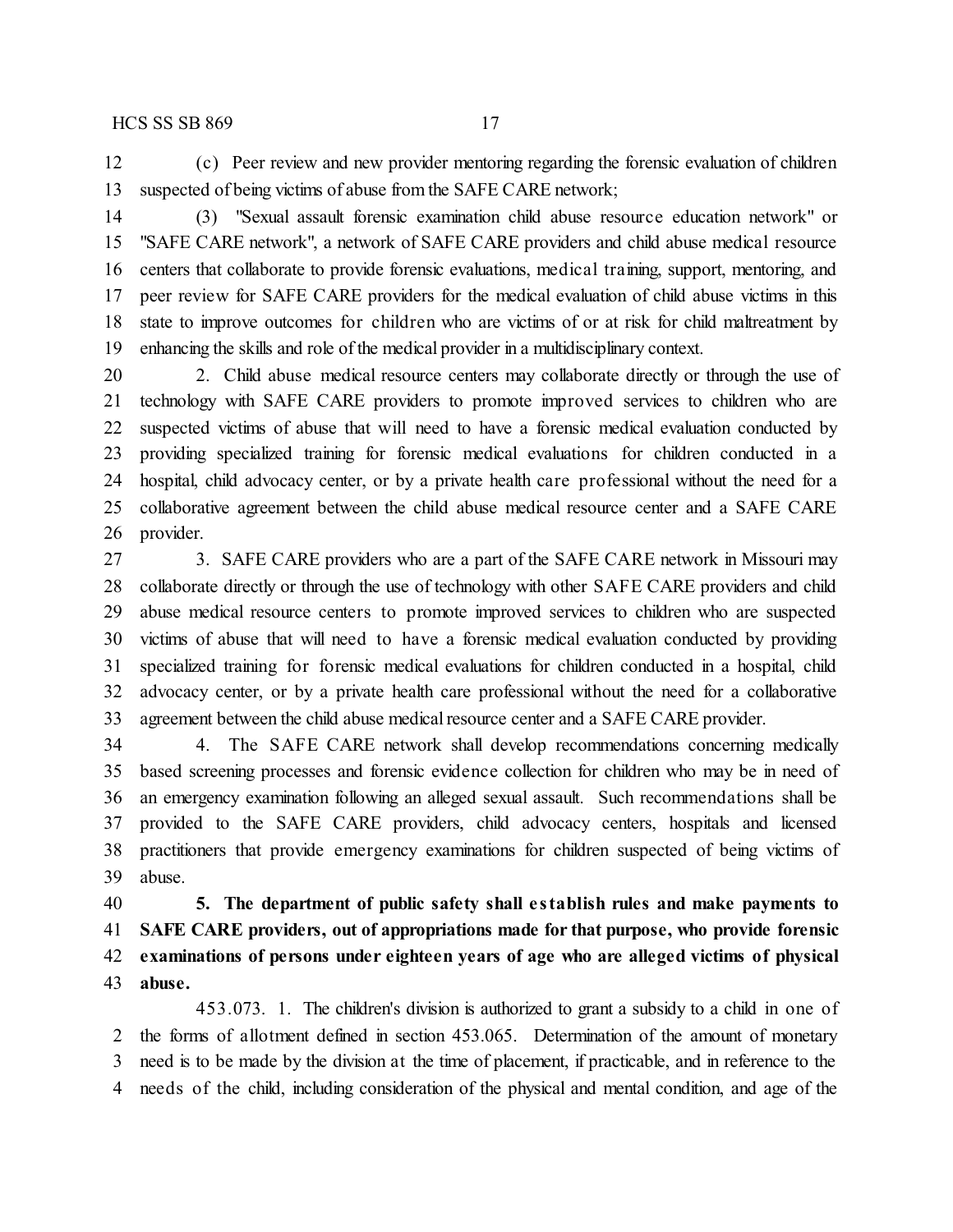(c) Peer review and new provider mentoring regarding the forensic evaluation of children suspected of being victims of abuse from the SAFE CARE network;

(3) "Sexual assault forensic examination child abuse resource education network" or "SAFE CARE network", a network of SAFE CARE providers and child abuse medical resource centers that collaborate to provide forensic evaluations, medical training, support, mentoring, and peer review for SAFE CARE providers for the medical evaluation of child abuse victims in this state to improve outcomes for children who are victims of or at risk for child maltreatment by enhancing the skills and role of the medical provider in a multidisciplinary context.

2. Child abuse medical resource centers may collaborate directly or through the use of technology with SAFE CARE providers to promote improved services to children who are suspected victims of abuse that will need to have a forensic medical evaluation conducted by providing specialized training for forensic medical evaluations for children conducted in a hospital, child advocacy center, or by a private health care professional without the need for a collaborative agreement between the child abuse medical resource center and a SAFE CARE provider.

3. SAFE CARE providers who are a part of the SAFE CARE network in Missouri may collaborate directly or through the use of technology with other SAFE CARE providers and child abuse medical resource centers to promote improved services to children who are suspected victims of abuse that will need to have a forensic medical evaluation conducted by providing specialized training for forensic medical evaluations for children conducted in a hospital, child advocacy center, or by a private health care professional without the need for a collaborative agreement between the child abuse medical resource center and a SAFE CARE provider.

4. The SAFE CARE network shall develop recommendations concerning medically based screening processes and forensic evidence collection for children who may be in need of an emergency examination following an alleged sexual assault. Such recommendations shall be provided to the SAFE CARE providers, child advocacy centers, hospitals and licensed practitioners that provide emergency examinations for children suspected of being victims of abuse.

**5. The department of public safety shall establish rules and make payments to SAFE CARE providers, out of appropriations made for that purpose, who provide forensic examinations of persons under eighteen years of age who are alleged victims of physical abuse.**

453.073. 1. The children's division is authorized to grant a subsidy to a child in one of the forms of allotment defined in section 453.065. Determination of the amount of monetary need is to be made by the division at the time of placement, if practicable, and in reference to the needs of the child, including consideration of the physical and mental condition, and age of the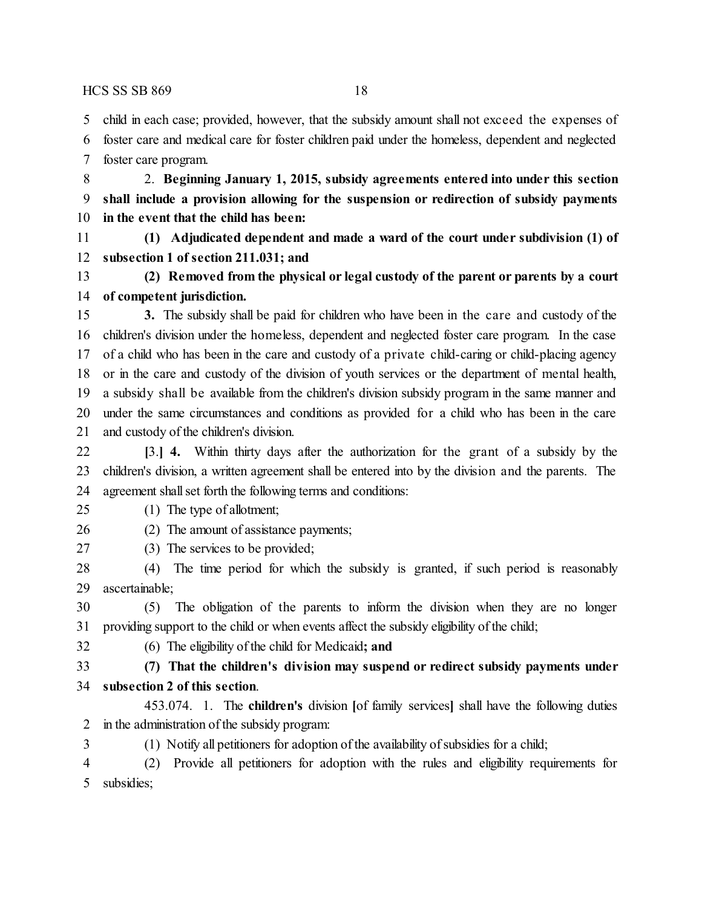child in each case; provided, however, that the subsidy amount shall not exceed the expenses of foster care and medical care for foster children paid under the homeless, dependent and neglected foster care program.

2. **Beginning January 1, 2015, subsidy agreements entered into under this section shall include a provision allowing for the suspension or redirection of subsidy payments in the event that the child has been:**

**(1) Adjudicated dependent and made a ward of the court under subdivision (1) of subsection 1 of section 211.031; and**

**(2) Removed from the physical or legal custody of the parent or parents by a court of competent jurisdiction.**

**3.** The subsidy shall be paid for children who have been in the care and custody of the children's division under the homeless, dependent and neglected foster care program. In the case of a child who has been in the care and custody of a private child-caring or child-placing agency or in the care and custody of the division of youth services or the department of mental health, a subsidy shall be available from the children's division subsidy program in the same manner and under the same circumstances and conditions as provided for a child who has been in the care and custody of the children's division.

[3.] **4.** Within thirty days after the authorization for the grant of a subsidy by the children's division, a written agreement shall be entered into by the division and the parents. The agreement shall set forth the following terms and conditions:

(1) The type of allotment;

(2) The amount of assistance payments;

(3) The services to be provided;

(4) The time period for which the subsidy is granted, if such period is reasonably ascertainable;

(5) The obligation of the parents to inform the division when they are no longer providing support to the child or when events affect the subsidy eligibility of the child;

(6) The eligibility of the child for Medicaid**; and**

**(7) That the children's division may suspend or redirect subsidy payments under subsection 2 of this section**.

453.074. 1. The **children's** division [of family services] shall have the following duties in the administration of the subsidy program:

(1) Notify all petitioners for adoption of the availability of subsidies for a child;

(2) Provide all petitioners for adoption with the rules and eligibility requirements for subsidies;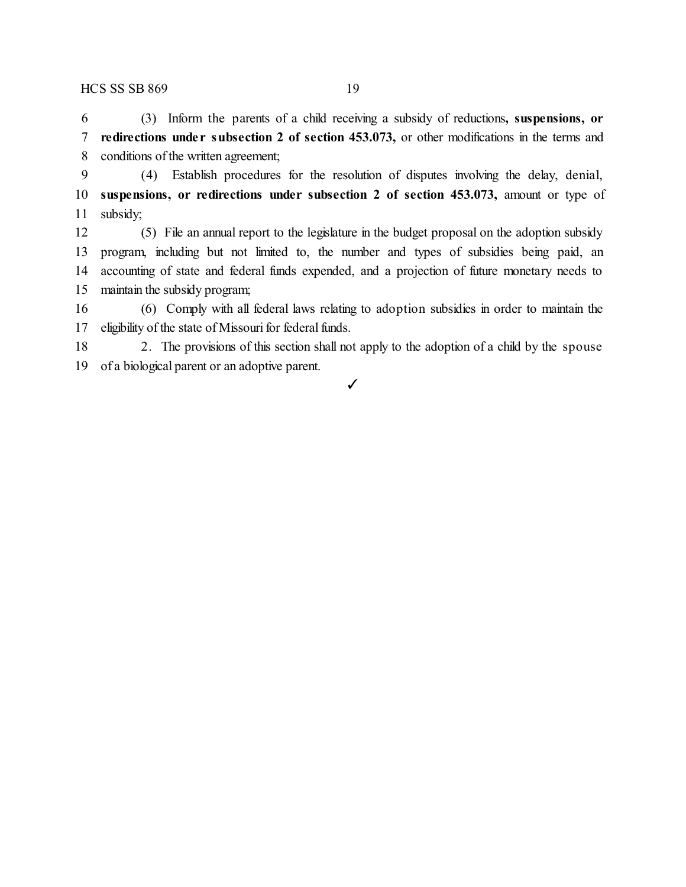(3) Inform the parents of a child receiving a subsidy of reductions**, suspensions, or redirections under subsection 2 of section 453.073,** or other modifications in the terms and conditions of the written agreement;

(4) Establish procedures for the resolution of disputes involving the delay, denial, **suspensions, or redirections under subsection 2 of section 453.073,** amount or type of subsidy;

(5) File an annual report to the legislature in the budget proposal on the adoption subsidy program, including but not limited to, the number and types of subsidies being paid, an accounting of state and federal funds expended, and a projection of future monetary needs to maintain the subsidy program;

(6) Comply with all federal laws relating to adoption subsidies in order to maintain the eligibility of the state of Missouri for federal funds.

2. The provisions of this section shall not apply to the adoption of a child by the spouse of a biological parent or an adoptive parent.

✓